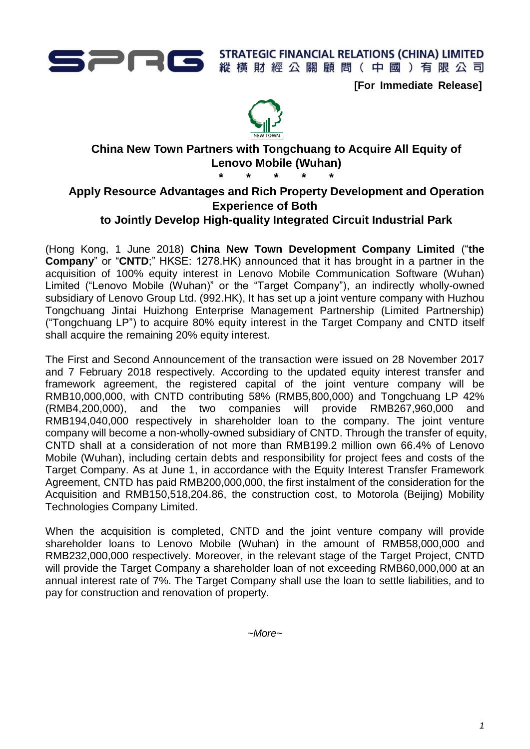STRATEGIC FINANCIAL RELATIONS (CHINA) LIMITED
縱橫財經公關顧問（中國）有限公司

**[For Immediate Release]**

## China New Town Partners with Tongchuang to Acquire All Equity of Lenovo Mobile (Wuhan)

\* \* \* \* \*

## Apply Resource Advantages and Rich Property Development and Operation Experience of Both to Jointly Develop High-quality Integrated Circuit Industrial Park

(Hong Kong, 1 June 2018) **China New Town Development Company Limited** ("**the Company**" or "**CNTD**;" HKSE: 1278.HK) announced that it has brought in a partner in the acquisition of 100% equity interest in Lenovo Mobile Communication Software (Wuhan) Limited ("Lenovo Mobile (Wuhan)" or the "Target Company"), an indirectly wholly-owned subsidiary of Lenovo Group Ltd. (992.HK), It has set up a joint venture company with Huzhou Tongchuang Jintai Huizhong Enterprise Management Partnership (Limited Partnership) ("Tongchuang LP") to acquire 80% equity interest in the Target Company and CNTD itself shall acquire the remaining 20% equity interest.

The First and Second Announcement of the transaction were issued on 28 November 2017 and 7 February 2018 respectively. According to the updated equity interest transfer and framework agreement, the registered capital of the joint venture company will be RMB10,000,000, with CNTD contributing 58% (RMB5,800,000) and Tongchuang LP 42% (RMB4,200,000), and the two companies will provide RMB267,960,000 and RMB194,040,000 respectively in shareholder loan to the company. The joint venture company will become a non-wholly-owned subsidiary of CNTD. Through the transfer of equity, CNTD shall at a consideration of not more than RMB199.2 million own 66.4% of Lenovo Mobile (Wuhan), including certain debts and responsibility for project fees and costs of the Target Company. As at June 1, in accordance with the Equity Interest Transfer Framework Agreement, CNTD has paid RMB200,000,000, the first instalment of the consideration for the Acquisition and RMB150,518,204.86, the construction cost, to Motorola (Beijing) Mobility Technologies Company Limited.

When the acquisition is completed, CNTD and the joint venture company will provide shareholder loans to Lenovo Mobile (Wuhan) in the amount of RMB58,000,000 and RMB232,000,000 respectively. Moreover, in the relevant stage of the Target Project, CNTD will provide the Target Company a shareholder loan of not exceeding RMB60,000,000 at an annual interest rate of 7%. The Target Company shall use the loan to settle liabilities, and to pay for construction and renovation of property.

*~More~*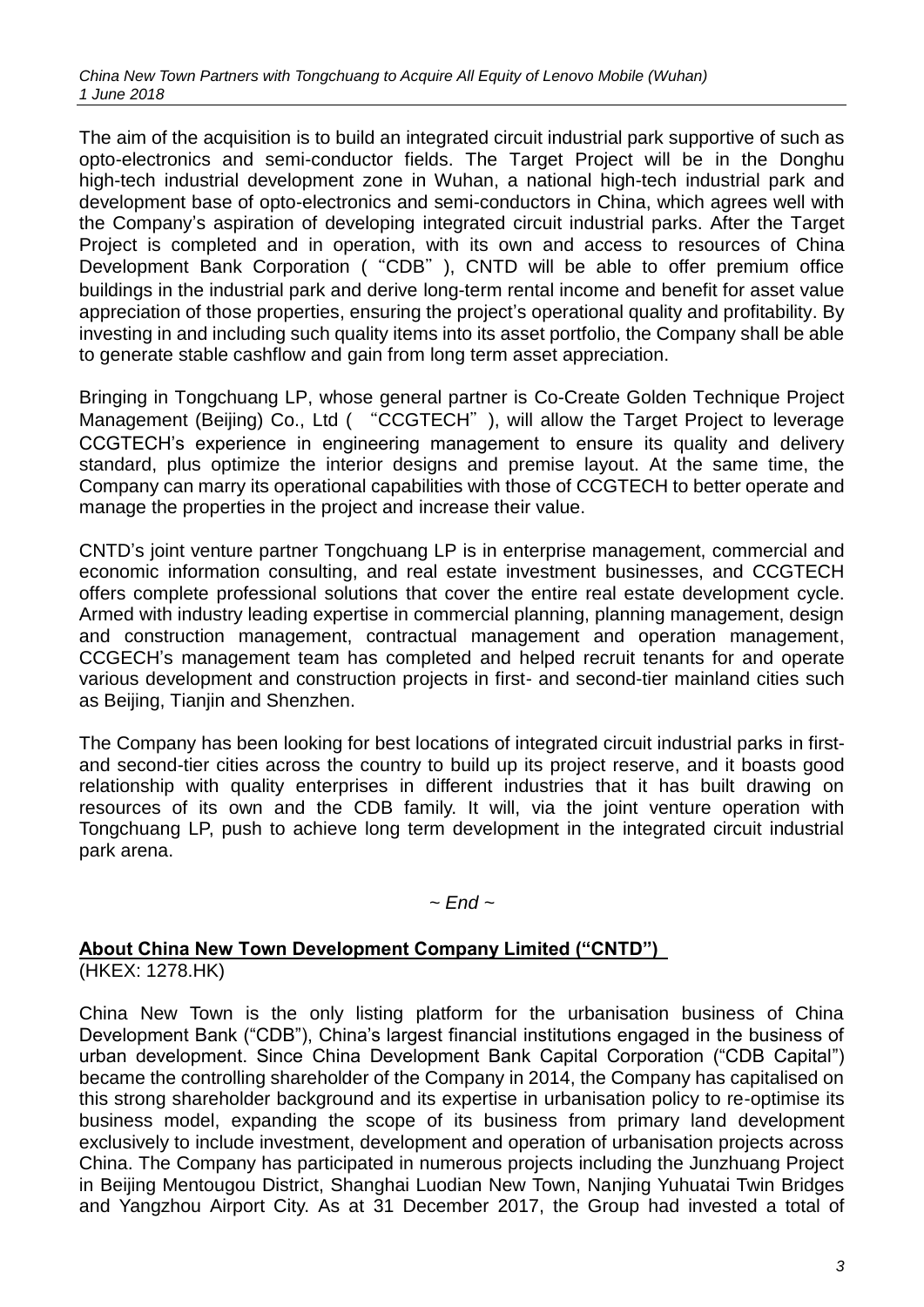The aim of the acquisition is to build an integrated circuit industrial park supportive of such as opto-electronics and semi-conductor fields. The Target Project will be in the Donghu high-tech industrial development zone in Wuhan, a national high-tech industrial park and development base of opto-electronics and semi-conductors in China, which agrees well with the Company's aspiration of developing integrated circuit industrial parks. After the Target Project is completed and in operation, with its own and access to resources of China Development Bank Corporation ("CDB"), CNTD will be able to offer premium office buildings in the industrial park and derive long-term rental income and benefit for asset value appreciation of those properties, ensuring the project's operational quality and profitability. By investing in and including such quality items into its asset portfolio, the Company shall be able to generate stable cashflow and gain from long term asset appreciation.

Bringing in Tongchuang LP, whose general partner is Co-Create Golden Technique Project Management (Beijing) Co., Ltd ("CCGTECH"), will allow the Target Project to leverage CCGTECH's experience in engineering management to ensure its quality and delivery standard, plus optimize the interior designs and premise layout. At the same time, the Company can marry its operational capabilities with those of CCGTECH to better operate and manage the properties in the project and increase their value.

CNTD's joint venture partner Tongchuang LP is in enterprise management, commercial and economic information consulting, and real estate investment businesses, and CCGTECH offers complete professional solutions that cover the entire real estate development cycle. Armed with industry leading expertise in commercial planning, planning management, design and construction management, contractual management and operation management, CCGECH's management team has completed and helped recruit tenants for and operate various development and construction projects in first- and second-tier mainland cities such as Beijing, Tianjin and Shenzhen.

The Company has been looking for best locations of integrated circuit industrial parks in first- and second-tier cities across the country to build up its project reserve, and it boasts good relationship with quality enterprises in different industries that it has built drawing on resources of its own and the CDB family. It will, via the joint venture operation with Tongchuang LP, push to achieve long term development in the integrated circuit industrial park arena.

*~ End ~*

**About China New Town Development Company Limited ("CNTD")**
(HKEX: 1278.HK)

China New Town is the only listing platform for the urbanisation business of China Development Bank ("CDB"), China's largest financial institutions engaged in the business of urban development. Since China Development Bank Capital Corporation ("CDB Capital") became the controlling shareholder of the Company in 2014, the Company has capitalised on this strong shareholder background and its expertise in urbanisation policy to re-optimise its business model, expanding the scope of its business from primary land development exclusively to include investment, development and operation of urbanisation projects across China. The Company has participated in numerous projects including the Junzhuang Project in Beijing Mentougou District, Shanghai Luodian New Town, Nanjing Yuhuatai Twin Bridges and Yangzhou Airport City. As at 31 December 2017, the Group had invested a total of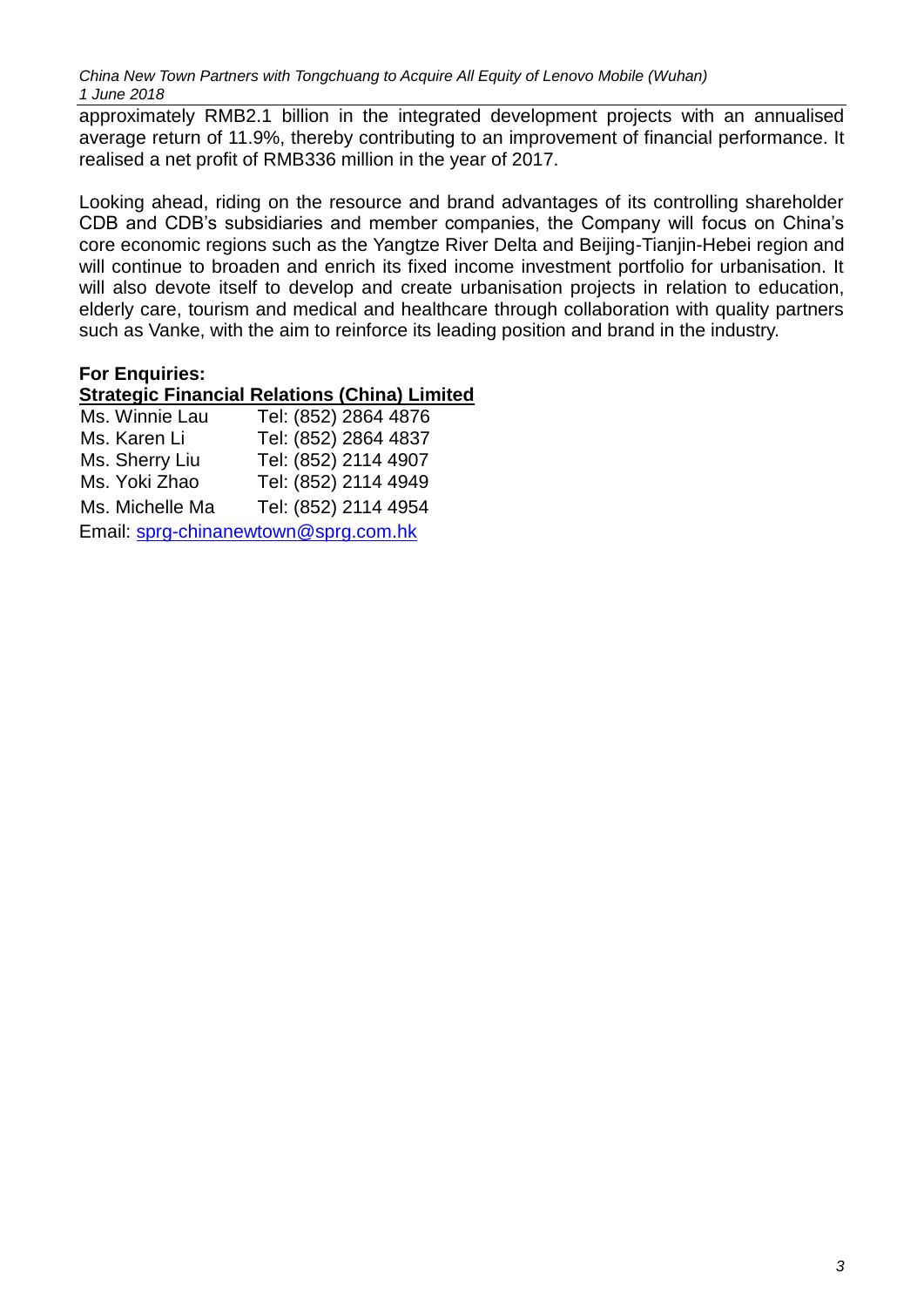approximately RMB2.1 billion in the integrated development projects with an annualised average return of 11.9%, thereby contributing to an improvement of financial performance. It realised a net profit of RMB336 million in the year of 2017.

Looking ahead, riding on the resource and brand advantages of its controlling shareholder CDB and CDB's subsidiaries and member companies, the Company will focus on China's core economic regions such as the Yangtze River Delta and Beijing-Tianjin-Hebei region and will continue to broaden and enrich its fixed income investment portfolio for urbanisation. It will also devote itself to develop and create urbanisation projects in relation to education, elderly care, tourism and medical and healthcare through collaboration with quality partners such as Vanke, with the aim to reinforce its leading position and brand in the industry.

**For Enquiries:**

**Strategic Financial Relations (China) Limited**

| | |
|---|---|
| Ms. Winnie Lau | Tel: (852) 2864 4876 |
| Ms. Karen Li | Tel: (852) 2864 4837 |
| Ms. Sherry Liu | Tel: (852) 2114 4907 |
| Ms. Yoki Zhao | Tel: (852) 2114 4949 |
| Ms. Michelle Ma | Tel: (852) 2114 4954 |

Email: sprg-chinanewtown@sprg.com.hk